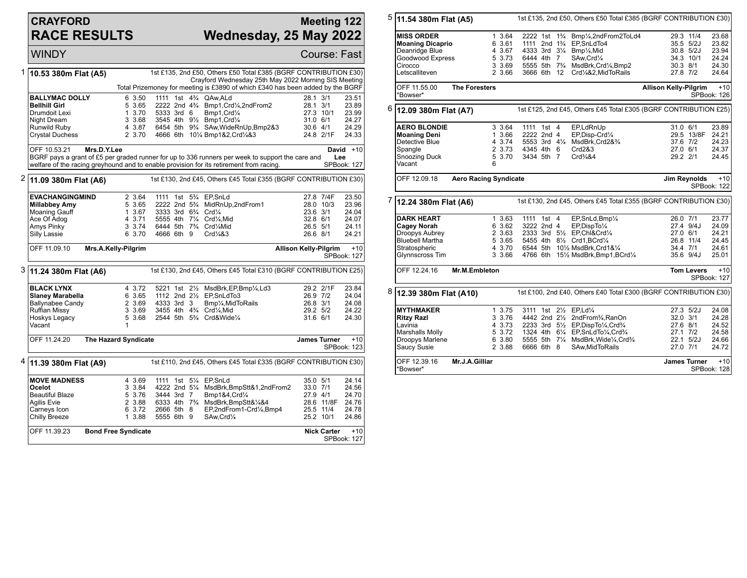# CRAYFORD RACE RESULTS

## Meeting 122 — Wednesday, 25 May 2022

WINDY — Course: Fast

### 1 — 10.53 380m Flat (A5)

1st £135, 2nd £50, Others £50 Total £385 (BGRF CONTRIBUTION £30)
Crayford Wednesday 25th May 2022 Morning SIS Meeting
Total Prizemoney for meeting is £3890 of which £340 has been added by the BGRF

| Greyhound | Trap | Sect | Bends | Pos | Dist | Remarks | Wt | SP | Time |
|---|---|---|---|---|---|---|---|---|---|
| **BALLYMAC DOLLY** | 6 | 3.50 | 1111 | 1st | 4¾ | QAw,ALd | 28.1 | 3/1 | 23.51 |
| **Bellhill Girl** | 5 | 3.65 | 2222 | 2nd | 4¾ | Bmp1,Crd¼,2ndFrom2 | 28.1 | 3/1 | 23.89 |
| Drumdoit Lexi | 1 | 3.70 | 5333 | 3rd | 6 | Bmp1,Crd¼ | 27.3 | 10/1 | 23.99 |
| Night Dream | 3 | 3.68 | 3545 | 4th | 9½ | Bmp1,Crd¼ | 31.0 | 6/1 | 24.27 |
| Runwild Ruby | 4 | 3.87 | 6454 | 5th | 9¾ | SAw,WideRnUp,Bmp2&3 | 30.6 | 4/1 | 24.29 |
| Crystal Duchess | 2 | 3.70 | 4666 | 6th | 10¼ | Bmp1&2,Crd¼&3 | 24.8 | 2/1F | 24.33 |

OFF 10.53.21 — **Mrs.D.Y.Lee** — **David Lee** +10
BGRF pays a grant of £5 per graded runner for up to 336 runners per week to support the care and welfare of the racing greyhound and to enable provision for its retirement from racing. SPBook: 127

### 2 — 11.09 380m Flat (A6)

1st £130, 2nd £45, Others £45 Total £355 (BGRF CONTRIBUTION £30)

| Greyhound | Trap | Sect | Bends | Pos | Dist | Remarks | Wt | SP | Time |
|---|---|---|---|---|---|---|---|---|---|
| **EVACHANGINGMIND** | 2 | 3.64 | 1111 | 1st | 5¾ | EP,SnLd | 27.8 | 7/4F | 23.50 |
| **Millabbey Amy** | 5 | 3.65 | 2222 | 2nd | 5¾ | MidRnUp,2ndFrom1 | 28.0 | 10/3 | 23.96 |
| Moaning Gauff | 1 | 3.67 | 3333 | 3rd | 6¾ | Crd¼ | 23.6 | 3/1 | 24.04 |
| Ace Of Adog | 4 | 3.71 | 5555 | 4th | 7¼ | Crd¼,Mid | 32.8 | 6/1 | 24.07 |
| Amys Pinky | 3 | 3.74 | 6444 | 5th | 7¾ | Crd¼Mid | 26.5 | 5/1 | 24.11 |
| Silly Lassie | 6 | 3.70 | 4666 | 6th | 9 | Crd¼&3 | 26.6 | 8/1 | 24.21 |

OFF 11.09.10 — **Mrs.A.Kelly-Pilgrim** — **Allison Kelly-Pilgrim** +10 — SPBook: 127

### 3 — 11.24 380m Flat (A6)

1st £130, 2nd £45, Others £45 Total £310 (BGRF CONTRIBUTION £25)

| Greyhound | Trap | Sect | Bends | Pos | Dist | Remarks | Wt | SP | Time |
|---|---|---|---|---|---|---|---|---|---|
| **BLACK LYNX** | 4 | 3.72 | 5221 | 1st | 2½ | MsdBrk,EP,Bmp¼,Ld3 | 29.2 | 2/1F | 23.84 |
| **Slaney Marabella** | 6 | 3.65 | 1112 | 2nd | 2½ | EP,SnLdTo3 | 26.9 | 7/2 | 24.04 |
| Ballynabee Candy | 2 | 3.69 | 4333 | 3rd | 3 | Bmp¼,MidToRails | 26.8 | 3/1 | 24.08 |
| Ruffian Missy | 3 | 3.69 | 3455 | 4th | 4¾ | Crd¼,Mid | 29.2 | 5/2 | 24.22 |
| Hoskys Legacy | 5 | 3.68 | 2544 | 5th | 5¾ | Crd&Wide¼ | 31.6 | 6/1 | 24.30 |
| Vacant | 1 | | | | | | | | |

OFF 11.24.20 — **The Hazard Syndicate** — **James Turner** +10 — SPBook: 123

### 4 — 11.39 380m Flat (A9)

1st £110, 2nd £45, Others £45 Total £335 (BGRF CONTRIBUTION £30)

| Greyhound | Trap | Sect | Bends | Pos | Dist | Remarks | Wt | SP | Time |
|---|---|---|---|---|---|---|---|---|---|
| **MOVE MADNESS** | 4 | 3.69 | 1111 | 1st | 5¼ | EP,SnLd | 35.0 | 5/1 | 24.14 |
| **Ocelot** | 3 | 3.84 | 4222 | 2nd | 5¼ | MsdBrk,BmpStt&1,2ndFrom2 | 33.0 | 7/1 | 24.56 |
| Beautiful Blaze | 5 | 3.76 | 3444 | 3rd | 7 | Bmp1&4,Crd¼ | 27.9 | 4/1 | 24.70 |
| Agilis Evie | 2 | 3.88 | 6333 | 4th | 7¾ | MsdBrk,BmpStt&¼&4 | 28.6 | 11/8F | 24.76 |
| Carneys Icon | 6 | 3.72 | 2666 | 5th | 8 | EP,2ndFrom1-Crd¼,Bmp4 | 25.5 | 11/4 | 24.78 |
| Chilly Breeze | 1 | 3.88 | 5555 | 6th | 9 | SAw,Crd¼ | 25.2 | 10/1 | 24.86 |

OFF 11.39.23 — **Bond Free Syndicate** — **Nick Carter** +10 — SPBook: 127

### 5 — 11.54 380m Flat (A5)

1st £135, 2nd £50, Others £50 Total £385 (BGRF CONTRIBUTION £30)

| Greyhound | Trap | Sect | Bends | Pos | Dist | Remarks | Wt | SP | Time |
|---|---|---|---|---|---|---|---|---|---|
| **MISS ORDER** | 1 | 3.64 | 2222 | 1st | 1¾ | Bmp¼,2ndFrom2ToLd4 | 29.3 | 11/4 | 23.68 |
| **Moaning Dicaprio** | 6 | 3.61 | 1111 | 2nd | 1¾ | EP,SnLdTo4 | 35.5 | 5/2J | 23.82 |
| Deanridge Blue | 4 | 3.67 | 4333 | 3rd | 3¼ | Bmp¼,Mid | 30.8 | 5/2J | 23.94 |
| Goodwood Express | 5 | 3.73 | 6444 | 4th | 7 | SAw,Crd¼ | 34.3 | 10/1 | 24.24 |
| Cirocco | 3 | 3.69 | 5555 | 5th | 7¾ | MsdBrk,Crd¼,Bmp2 | 30.3 | 8/1 | 24.30 |
| Letscalliteven | 2 | 3.66 | 3666 | 6th | 12 | Crd¼&2,MidToRails | 27.8 | 7/2 | 24.64 |

OFF 11.55.00 — **The Foresters** — **Allison Kelly-Pilgrim** +10
*Bowser* — SPBook: 126

### 6 — 12.09 380m Flat (A7)

1st £125, 2nd £45, Others £45 Total £305 (BGRF CONTRIBUTION £25)

| Greyhound | Trap | Sect | Bends | Pos | Dist | Remarks | Wt | SP | Time |
|---|---|---|---|---|---|---|---|---|---|
| **AERO BLONDIE** | 3 | 3.64 | 1111 | 1st | 4 | EP,LdRnUp | 31.0 | 6/1 | 23.89 |
| **Moaning Deni** | 1 | 3.66 | 2222 | 2nd | 4 | EP,Disp-Crd¼ | 29.5 | 13/8F | 24.21 |
| Detective Blue | 4 | 3.74 | 5553 | 3rd | 4¼ | MsdBrk,Crd2&¾ | 37.6 | 7/2 | 24.23 |
| Spangle | 2 | 3.73 | 4345 | 4th | 6 | Crd2&3 | 27.0 | 6/1 | 24.37 |
| Snoozing Duck | 5 | 3.70 | 3434 | 5th | 7 | Crd¾&4 | 29.2 | 2/1 | 24.45 |
| Vacant | 6 | | | | | | | | |

OFF 12.09.18 — **Aero Racing Syndicate** — **Jim Reynolds** +10 — SPBook: 122

### 7 — 12.24 380m Flat (A6)

1st £130, 2nd £45, Others £45 Total £355 (BGRF CONTRIBUTION £30)

| Greyhound | Trap | Sect | Bends | Pos | Dist | Remarks | Wt | SP | Time |
|---|---|---|---|---|---|---|---|---|---|
| **DARK HEART** | 1 | 3.63 | 1111 | 1st | 4 | EP,SnLd,Bmp¼ | 26.0 | 7/1 | 23.77 |
| **Cagey Norah** | 6 | 3.62 | 3222 | 2nd | 4 | EP,DispTo¼ | 27.4 | 9/4J | 24.09 |
| Droopys Aubrey | 2 | 3.63 | 2333 | 3rd | 5½ | EP,Chl&Crd¼ | 27.0 | 6/1 | 24.21 |
| Bluebell Martha | 5 | 3.65 | 5455 | 4th | 8½ | Crd1,BCrd¼ | 26.8 | 11/4 | 24.45 |
| Stratospheric | 4 | 3.70 | 6544 | 5th | 10½ | MsdBrk,Crd1&¼ | 34.4 | 7/1 | 24.61 |
| Glynnscross Tim | 3 | 3.66 | 4766 | 6th | 15½ | MsdBrk,Bmp1,BCrd¼ | 35.6 | 9/4J | 25.01 |

OFF 12.24.16 — **Mr.M.Embleton** — **Tom Levers** +10 — SPBook: 127

### 8 — 12.39 380m Flat (A10)

1st £100, 2nd £40, Others £40 Total £300 (BGRF CONTRIBUTION £30)

| Greyhound | Trap | Sect | Bends | Pos | Dist | Remarks | Wt | SP | Time |
|---|---|---|---|---|---|---|---|---|---|
| **MYTHMAKER** | 1 | 3.75 | 3111 | 1st | 2½ | EP,Ld¼ | 27.3 | 5/2J | 24.08 |
| **Ritzy Razl** | 3 | 3.76 | 4442 | 2nd | 2½ | 2ndFrom¾,RanOn | 32.0 | 3/1 | 24.28 |
| Lavinia | 4 | 3.73 | 2233 | 3rd | 5½ | EP,DispTo¼,Crd¾ | 27.6 | 8/1 | 24.52 |
| Marshalls Molly | 5 | 3.72 | 1324 | 4th | 6¼ | EP,SnLdTo¼,Crd¾ | 27.1 | 7/2 | 24.58 |
| Droopys Marlene | 6 | 3.80 | 5555 | 5th | 7¼ | MsdBrk,Wide¼,Crd¾ | 22.1 | 5/2J | 24.66 |
| Saucy Susie | 2 | 3.88 | 6666 | 6th | 8 | SAw,MidToRails | 27.0 | 7/1 | 24.72 |

OFF 12.39.16 — **Mr.J.A.Gilliar** — **James Turner** +10
*Bowser* — SPBook: 128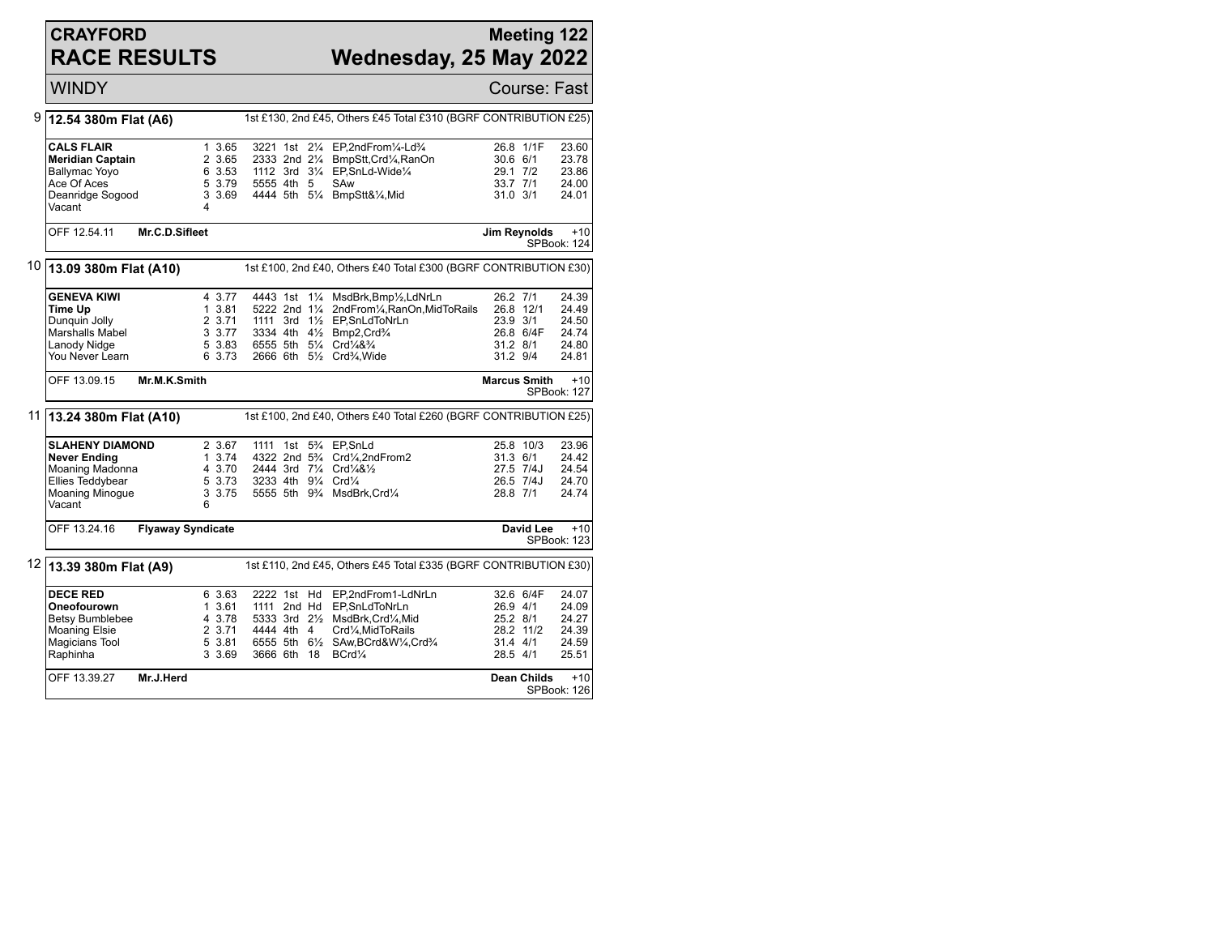# CRAYFORD RACE RESULTS

## Meeting 122 — Wednesday, 25 May 2022

WINDY — Course: Fast

### 9 — 12.54 380m Flat (A6)

1st £130, 2nd £45, Others £45 Total £310 (BGRF CONTRIBUTION £25)

| Greyhound | Trap | Split | Sectionals | Pos | Dist | Remarks | Wt | SP | Time |
|---|---|---|---|---|---|---|---|---|---|
| **CALS FLAIR** | 1 | 3.65 | 3221 | 1st | 2¼ | EP,2ndFrom¼-Ld¾ | 26.8 | 1/1F | 23.60 |
| **Meridian Captain** | 2 | 3.65 | 2333 | 2nd | 2¼ | BmpStt,Crd¼,RanOn | 30.6 | 6/1 | 23.78 |
| Ballymac Yoyo | 6 | 3.53 | 1112 | 3rd | 3¼ | EP,SnLd-Wide¼ | 29.1 | 7/2 | 23.86 |
| Ace Of Aces | 5 | 3.79 | 5555 | 4th | 5 | SAw | 33.7 | 7/1 | 24.00 |
| Deanridge Sogood | 3 | 3.69 | 4444 | 5th | 5¼ | BmpStt&¼,Mid | 31.0 | 3/1 | 24.01 |
| Vacant | 4 | | | | | | | | |

OFF 12.54.11 **Mr.C.D.Sifleet** — **Jim Reynolds** +10 SPBook: 124

### 10 — 13.09 380m Flat (A10)

1st £100, 2nd £40, Others £40 Total £300 (BGRF CONTRIBUTION £30)

| Greyhound | Trap | Split | Sectionals | Pos | Dist | Remarks | Wt | SP | Time |
|---|---|---|---|---|---|---|---|---|---|
| **GENEVA KIWI** | 4 | 3.77 | 4443 | 1st | 1¼ | MsdBrk,Bmp½,LdNrLn | 26.2 | 7/1 | 24.39 |
| **Time Up** | 1 | 3.81 | 5222 | 2nd | 1¼ | 2ndFrom¼,RanOn,MidToRails | 26.8 | 12/1 | 24.49 |
| Dunquin Jolly | 2 | 3.71 | 1111 | 3rd | 1½ | EP,SnLdToNrLn | 23.9 | 3/1 | 24.50 |
| Marshalls Mabel | 3 | 3.77 | 3334 | 4th | 4½ | Bmp2,Crd¾ | 26.8 | 6/4F | 24.74 |
| Lanody Nidge | 5 | 3.83 | 6555 | 5th | 5¼ | Crd¼&¾ | 31.2 | 8/1 | 24.80 |
| You Never Learn | 6 | 3.73 | 2666 | 6th | 5½ | Crd¾,Wide | 31.2 | 9/4 | 24.81 |

OFF 13.09.15 **Mr.M.K.Smith** — **Marcus Smith** +10 SPBook: 127

### 11 — 13.24 380m Flat (A10)

1st £100, 2nd £40, Others £40 Total £260 (BGRF CONTRIBUTION £25)

| Greyhound | Trap | Split | Sectionals | Pos | Dist | Remarks | Wt | SP | Time |
|---|---|---|---|---|---|---|---|---|---|
| **SLAHENY DIAMOND** | 2 | 3.67 | 1111 | 1st | 5¾ | EP,SnLd | 25.8 | 10/3 | 23.96 |
| **Never Ending** | 1 | 3.74 | 4322 | 2nd | 5¾ | Crd¼,2ndFrom2 | 31.3 | 6/1 | 24.42 |
| Moaning Madonna | 4 | 3.70 | 2444 | 3rd | 7¼ | Crd¼&½ | 27.5 | 7/4J | 24.54 |
| Ellies Teddybear | 5 | 3.73 | 3233 | 4th | 9¼ | Crd¼ | 26.5 | 7/4J | 24.70 |
| Moaning Minogue | 3 | 3.75 | 5555 | 5th | 9¾ | MsdBrk,Crd¼ | 28.8 | 7/1 | 24.74 |
| Vacant | 6 | | | | | | | | |

OFF 13.24.16 **Flyaway Syndicate** — **David Lee** +10 SPBook: 123

### 12 — 13.39 380m Flat (A9)

1st £110, 2nd £45, Others £45 Total £335 (BGRF CONTRIBUTION £30)

| Greyhound | Trap | Split | Sectionals | Pos | Dist | Remarks | Wt | SP | Time |
|---|---|---|---|---|---|---|---|---|---|
| **DECE RED** | 6 | 3.63 | 2222 | 1st | Hd | EP,2ndFrom1-LdNrLn | 32.6 | 6/4F | 24.07 |
| **Oneofourown** | 1 | 3.61 | 1111 | 2nd | Hd | EP,SnLdToNrLn | 26.9 | 4/1 | 24.09 |
| Betsy Bumblebee | 4 | 3.78 | 5333 | 3rd | 2½ | MsdBrk,Crd¼,Mid | 25.2 | 8/1 | 24.27 |
| Moaning Elsie | 2 | 3.71 | 4444 | 4th | 4 | Crd¼,MidToRails | 28.2 | 11/2 | 24.39 |
| Magicians Tool | 5 | 3.81 | 6555 | 5th | 6½ | SAw,BCrd&W¼,Crd¾ | 31.4 | 4/1 | 24.59 |
| Raphinha | 3 | 3.69 | 3666 | 6th | 18 | BCrd¼ | 28.5 | 4/1 | 25.51 |

OFF 13.39.27 **Mr.J.Herd** — **Dean Childs** +10 SPBook: 126